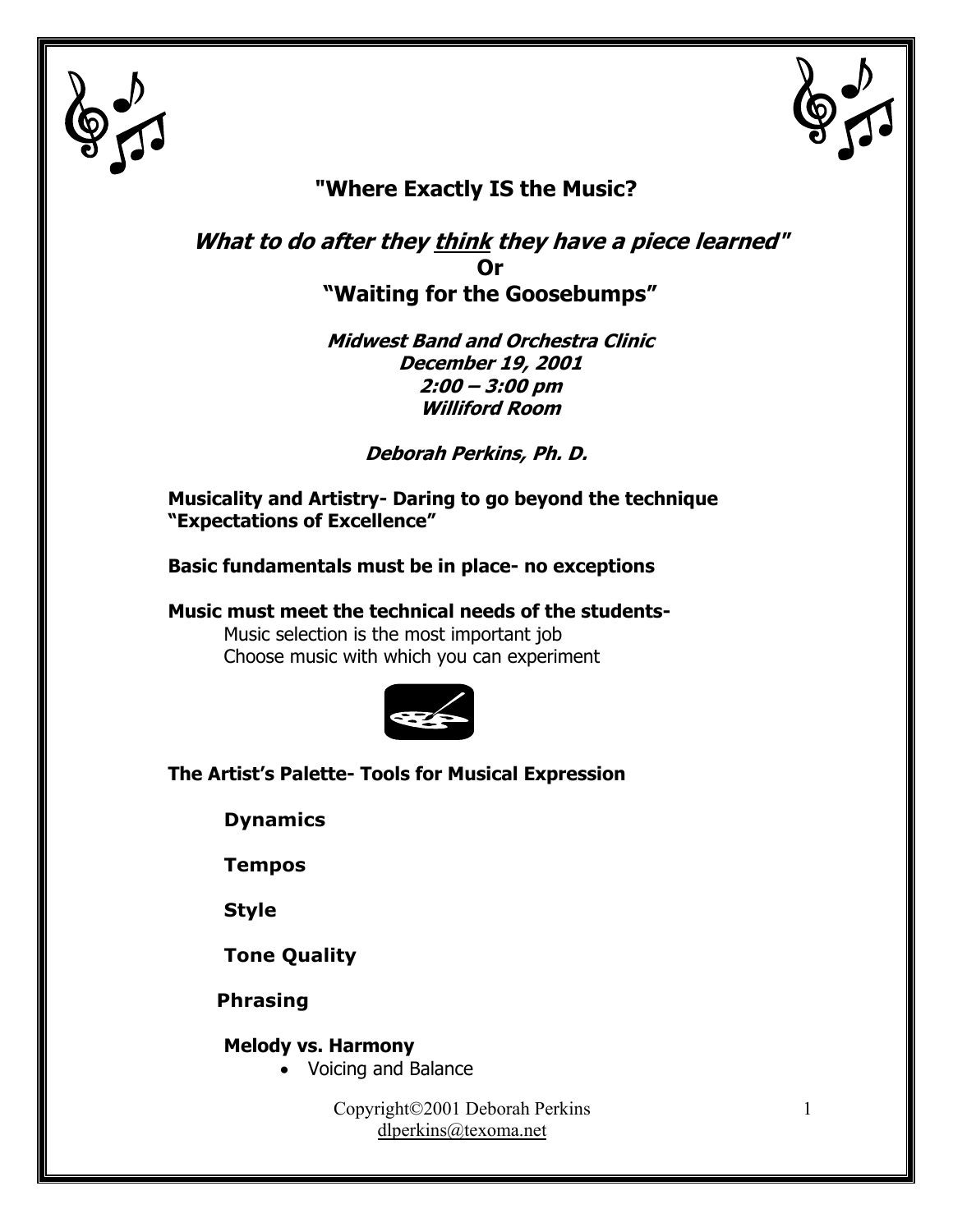# "Where Exactly IS the Music?

## *What to do after they <u>think</u> they have a piece learned"*
**Or**
## "Waiting for the Goosebumps"

***Midwest Band and Orchestra Clinic***
***December 19, 2001***
***2:00 – 3:00 pm***
***Williford Room***

***Deborah Perkins, Ph. D.***

**Musicality and Artistry- Daring to go beyond the technique**
**"Expectations of Excellence"**

**Basic fundamentals must be in place- no exceptions**

**Music must meet the technical needs of the students-**
Music selection is the most important job
Choose music with which you can experiment

**The Artist's Palette- Tools for Musical Expression**

**Dynamics**

**Tempos**

**Style**

**Tone Quality**

**Phrasing**

**Melody vs. Harmony**
- Voicing and Balance

Copyright©2001 Deborah Perkins
dlperkins@texoma.net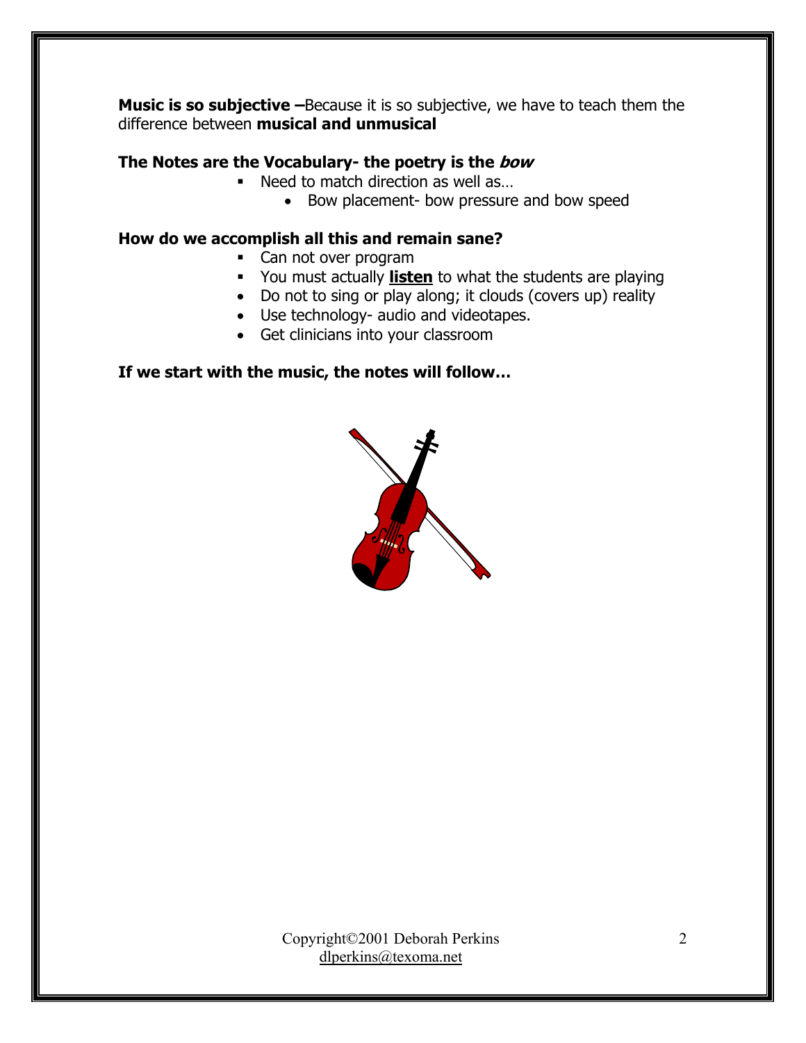**Music is so subjective –**Because it is so subjective, we have to teach them the difference between **musical and unmusical**

**The Notes are the Vocabulary- the poetry is the *bow***

- Need to match direction as well as…
  - Bow placement- bow pressure and bow speed

**How do we accomplish all this and remain sane?**

- Can not over program
- You must actually **listen** to what the students are playing
- Do not to sing or play along; it clouds (covers up) reality
- Use technology- audio and videotapes.
- Get clinicians into your classroom

**If we start with the music, the notes will follow…**

Copyright©2001 Deborah Perkins
dlperkins@texoma.net